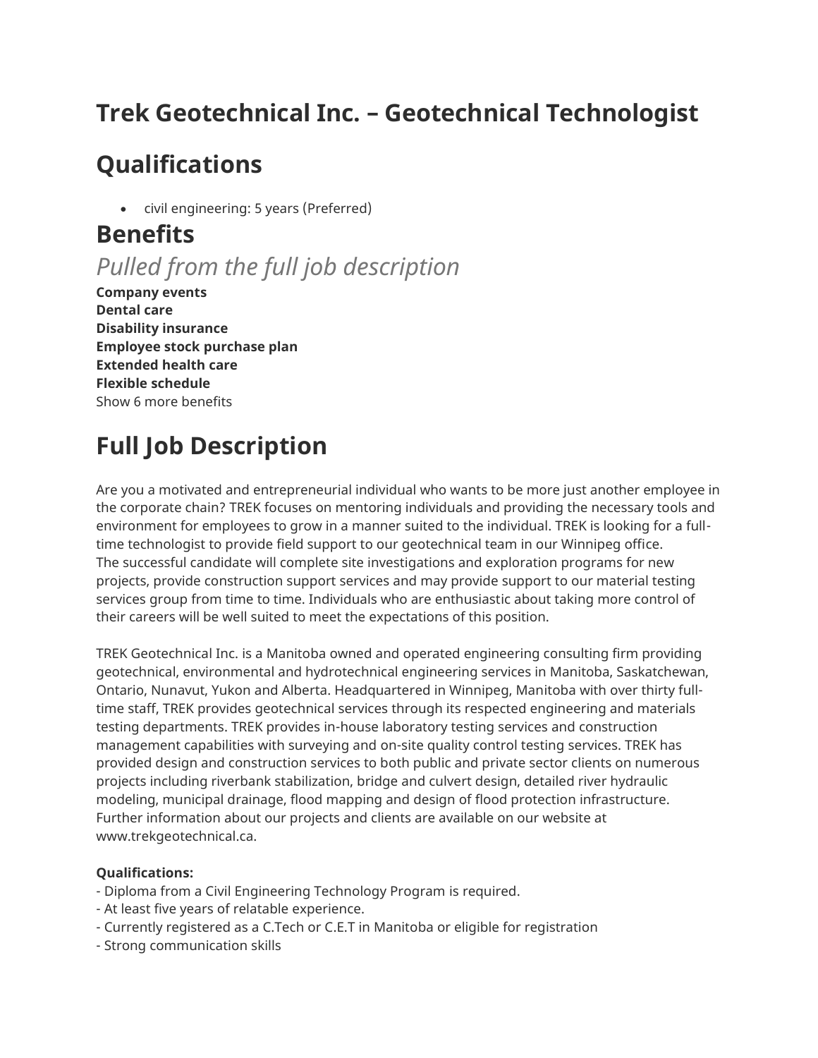# Trek Geotechnical Inc. – Geotechnical Technologist

# Qualifications

- civil engineering: 5 years (Preferred)

# Benefits

## *Pulled from the full job description*

**Company events**
**Dental care**
**Disability insurance**
**Employee stock purchase plan**
**Extended health care**
**Flexible schedule**
Show 6 more benefits

# Full Job Description

Are you a motivated and entrepreneurial individual who wants to be more just another employee in the corporate chain? TREK focuses on mentoring individuals and providing the necessary tools and environment for employees to grow in a manner suited to the individual. TREK is looking for a full-time technologist to provide field support to our geotechnical team in our Winnipeg office.
The successful candidate will complete site investigations and exploration programs for new projects, provide construction support services and may provide support to our material testing services group from time to time. Individuals who are enthusiastic about taking more control of their careers will be well suited to meet the expectations of this position.

TREK Geotechnical Inc. is a Manitoba owned and operated engineering consulting firm providing geotechnical, environmental and hydrotechnical engineering services in Manitoba, Saskatchewan, Ontario, Nunavut, Yukon and Alberta. Headquartered in Winnipeg, Manitoba with over thirty full-time staff, TREK provides geotechnical services through its respected engineering and materials testing departments. TREK provides in-house laboratory testing services and construction management capabilities with surveying and on-site quality control testing services. TREK has provided design and construction services to both public and private sector clients on numerous projects including riverbank stabilization, bridge and culvert design, detailed river hydraulic modeling, municipal drainage, flood mapping and design of flood protection infrastructure. Further information about our projects and clients are available on our website at www.trekgeotechnical.ca.

**Qualifications:**
- Diploma from a Civil Engineering Technology Program is required.
- At least five years of relatable experience.
- Currently registered as a C.Tech or C.E.T in Manitoba or eligible for registration
- Strong communication skills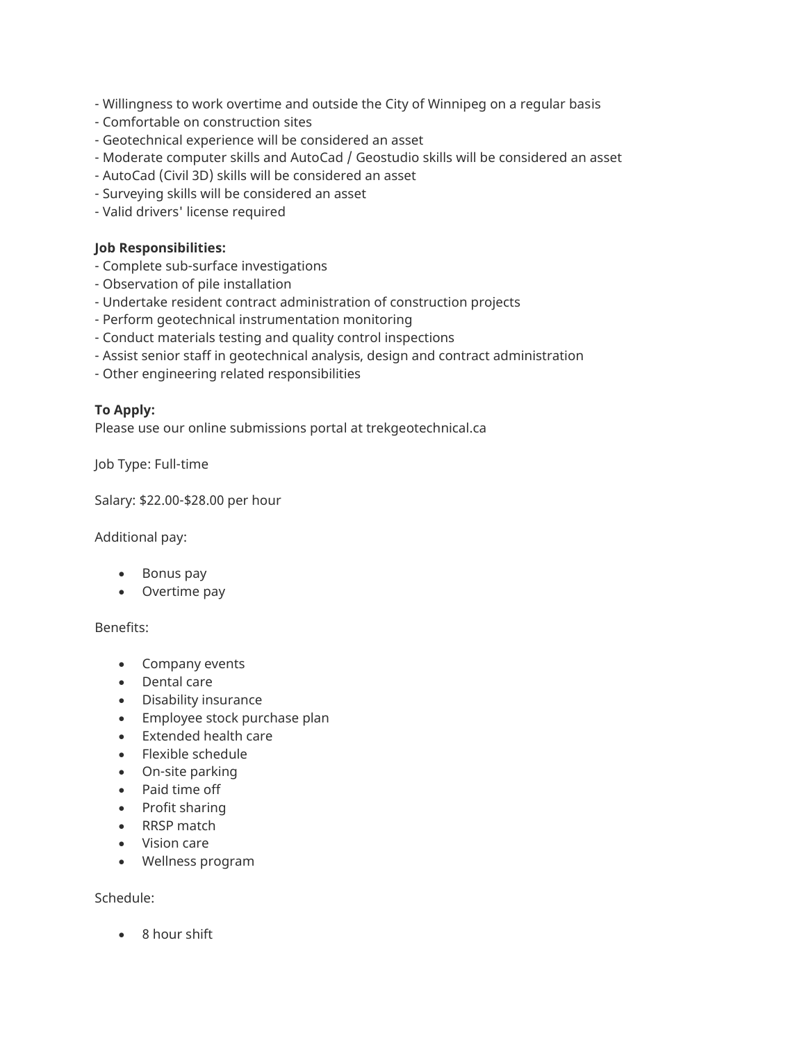- Willingness to work overtime and outside the City of Winnipeg on a regular basis
- Comfortable on construction sites
- Geotechnical experience will be considered an asset
- Moderate computer skills and AutoCad / Geostudio skills will be considered an asset
- AutoCad (Civil 3D) skills will be considered an asset
- Surveying skills will be considered an asset
- Valid drivers' license required

**Job Responsibilities:**
- Complete sub-surface investigations
- Observation of pile installation
- Undertake resident contract administration of construction projects
- Perform geotechnical instrumentation monitoring
- Conduct materials testing and quality control inspections
- Assist senior staff in geotechnical analysis, design and contract administration
- Other engineering related responsibilities

**To Apply:**
Please use our online submissions portal at trekgeotechnical.ca

Job Type: Full-time

Salary: $22.00-$28.00 per hour

Additional pay:

- Bonus pay
- Overtime pay

Benefits:

- Company events
- Dental care
- Disability insurance
- Employee stock purchase plan
- Extended health care
- Flexible schedule
- On-site parking
- Paid time off
- Profit sharing
- RRSP match
- Vision care
- Wellness program

Schedule:

- 8 hour shift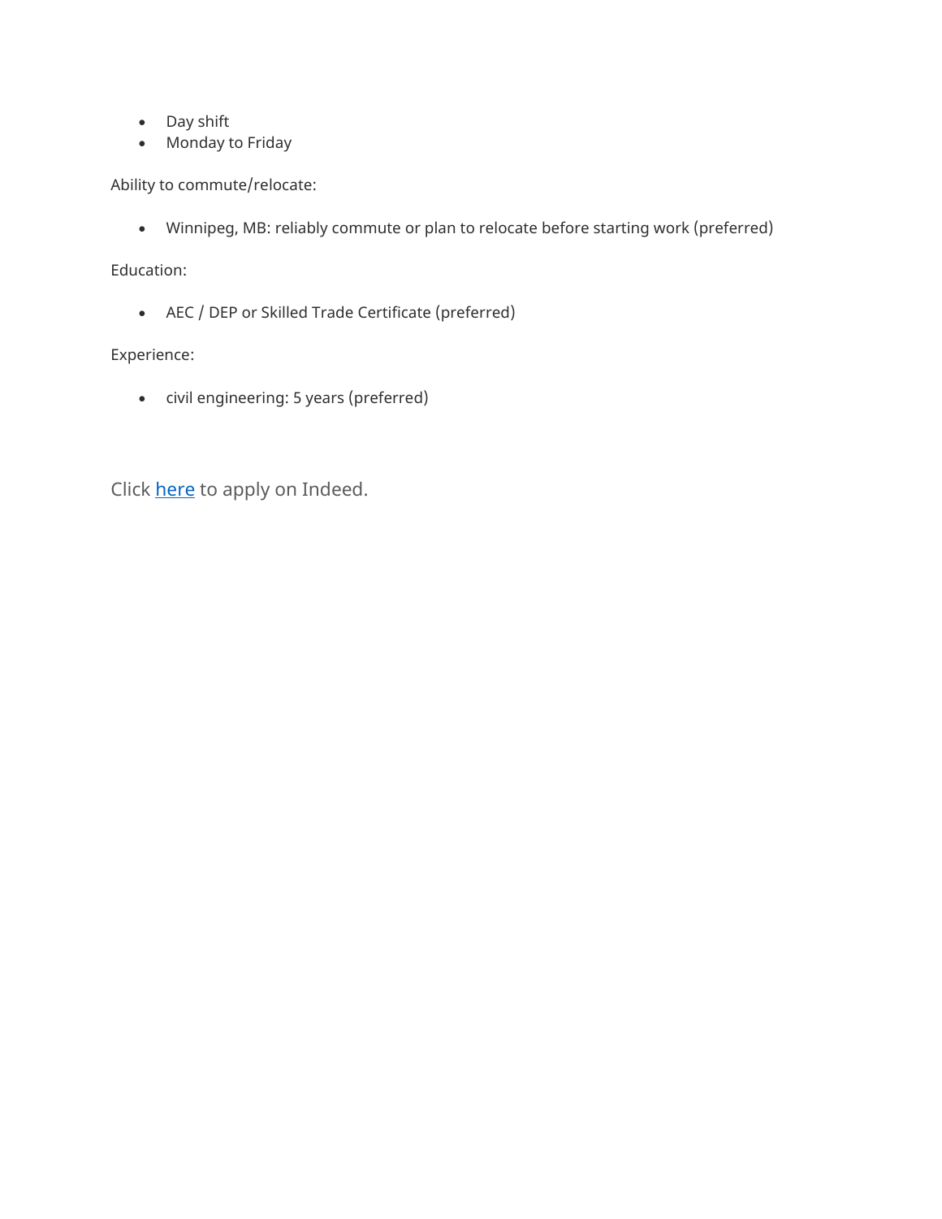- Day shift
- Monday to Friday

Ability to commute/relocate:

- Winnipeg, MB: reliably commute or plan to relocate before starting work (preferred)

Education:

- AEC / DEP or Skilled Trade Certificate (preferred)

Experience:

- civil engineering: 5 years (preferred)

Click here to apply on Indeed.